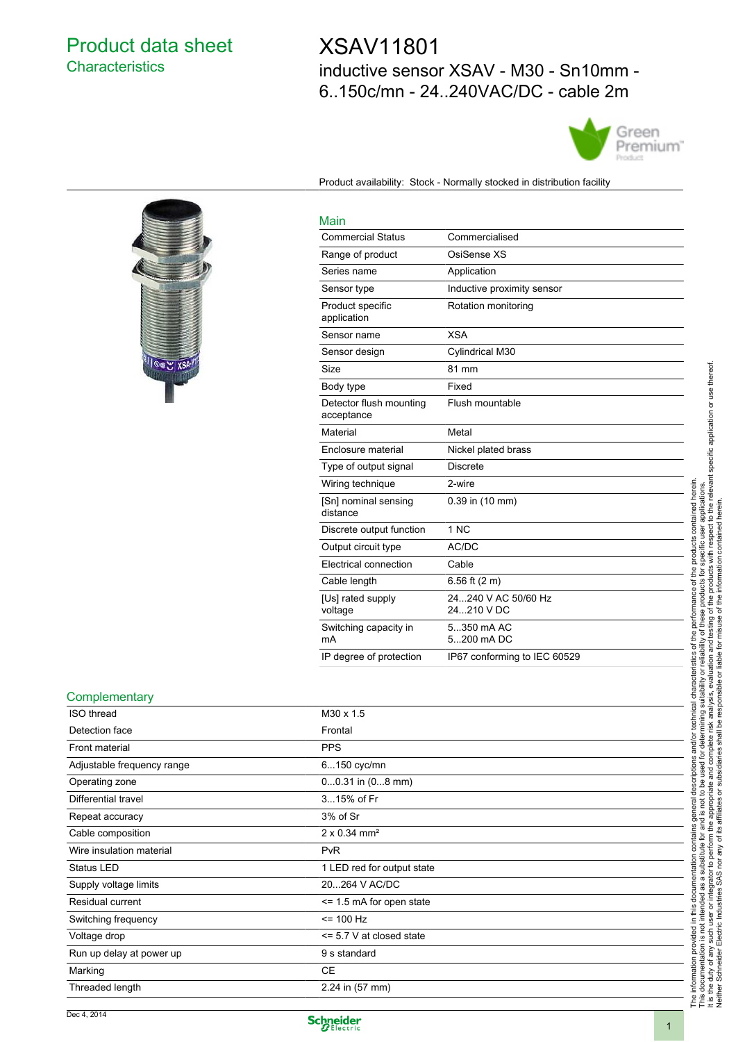# Product data sheet
## Characteristics

# XSAV11801
## inductive sensor XSAV - M30 - Sn10mm - 6..150c/mn - 24..240VAC/DC - cable 2m

Product availability: Stock - Normally stocked in distribution facility

### Main

| | |
|---|---|
| Commercial Status | Commercialised |
| Range of product | OsiSense XS |
| Series name | Application |
| Sensor type | Inductive proximity sensor |
| Product specific application | Rotation monitoring |
| Sensor name | XSA |
| Sensor design | Cylindrical M30 |
| Size | 81 mm |
| Body type | Fixed |
| Detector flush mounting acceptance | Flush mountable |
| Material | Metal |
| Enclosure material | Nickel plated brass |
| Type of output signal | Discrete |
| Wiring technique | 2-wire |
| [Sn] nominal sensing distance | 0.39 in (10 mm) |
| Discrete output function | 1 NC |
| Output circuit type | AC/DC |
| Electrical connection | Cable |
| Cable length | 6.56 ft (2 m) |
| [Us] rated supply voltage | 24...240 V AC 50/60 Hz<br>24...210 V DC |
| Switching capacity in mA | 5...350 mA AC<br>5...200 mA DC |
| IP degree of protection | IP67 conforming to IEC 60529 |

### Complementary

| | |
|---|---|
| ISO thread | M30 x 1.5 |
| Detection face | Frontal |
| Front material | PPS |
| Adjustable frequency range | 6...150 cyc/mn |
| Operating zone | 0...0.31 in (0...8 mm) |
| Differential travel | 3...15% of Fr |
| Repeat accuracy | 3% of Sr |
| Cable composition | 2 x 0.34 mm² |
| Wire insulation material | PvR |
| Status LED | 1 LED red for output state |
| Supply voltage limits | 20...264 V AC/DC |
| Residual current | <= 1.5 mA for open state |
| Switching frequency | <= 100 Hz |
| Voltage drop | <= 5.7 V at closed state |
| Run up delay at power up | 9 s standard |
| Marking | CE |
| Threaded length | 2.24 in (57 mm) |

The information provided in this documentation contains general descriptions and/or technical characteristics of the performance of the products contained herein. This documentation is not intended as a substitute for and is not to be used for determining suitability or reliability of these products for specific user applications. It is the duty of any such user or integrator to perform the appropriate and complete risk analysis, evaluation and testing of the products with respect to the relevant specific application or use thereof. Neither Schneider Electric Industries SAS nor any of its affiliates or subsidiaries shall be responsible or liable for misuse of the information contained herein.

Dec 4, 2014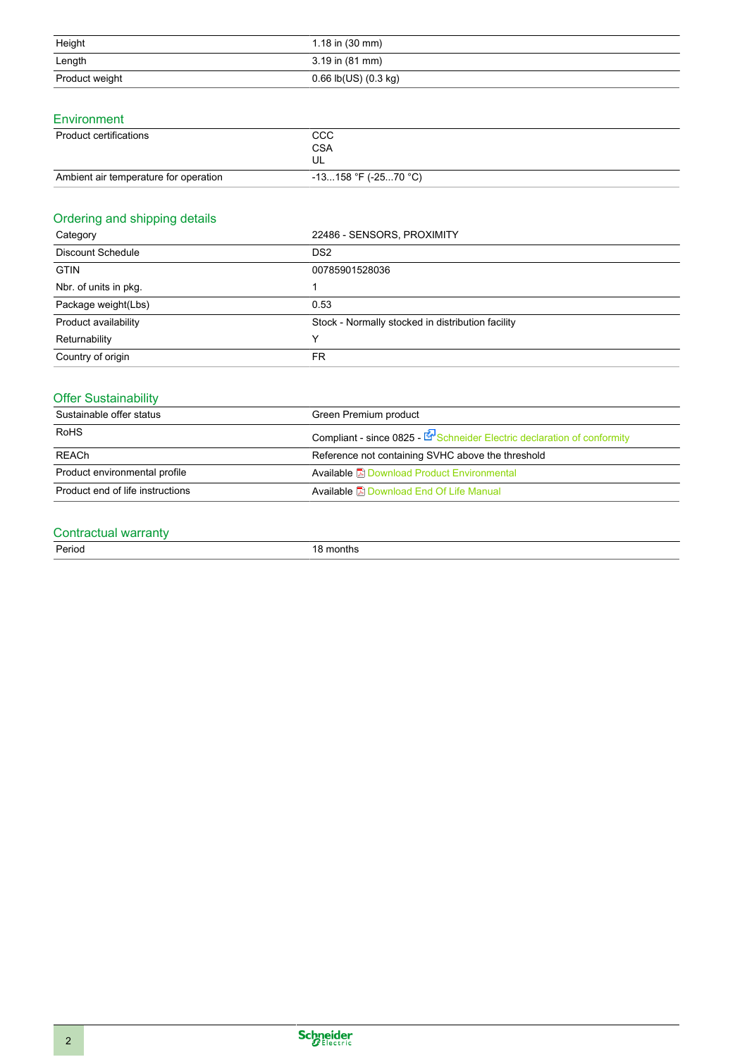| | |
|---|---|
| Height | 1.18 in (30 mm) |
| Length | 3.19 in (81 mm) |
| Product weight | 0.66 lb(US) (0.3 kg) |

## Environment

| | |
|---|---|
| Product certifications | CCC<br>CSA<br>UL |
| Ambient air temperature for operation | -13...158 °F (-25...70 °C) |

## Ordering and shipping details

| | |
|---|---|
| Category | 22486 - SENSORS, PROXIMITY |
| Discount Schedule | DS2 |
| GTIN | 00785901528036 |
| Nbr. of units in pkg. | 1 |
| Package weight(Lbs) | 0.53 |
| Product availability | Stock - Normally stocked in distribution facility |
| Returnability | Y |
| Country of origin | FR |

## Offer Sustainability

| | |
|---|---|
| Sustainable offer status | Green Premium product |
| RoHS | Compliant - since 0825 - Schneider Electric declaration of conformity |
| REACh | Reference not containing SVHC above the threshold |
| Product environmental profile | Available Download Product Environmental |
| Product end of life instructions | Available Download End Of Life Manual |

## Contractual warranty

| | |
|---|---|
| Period | 18 months |